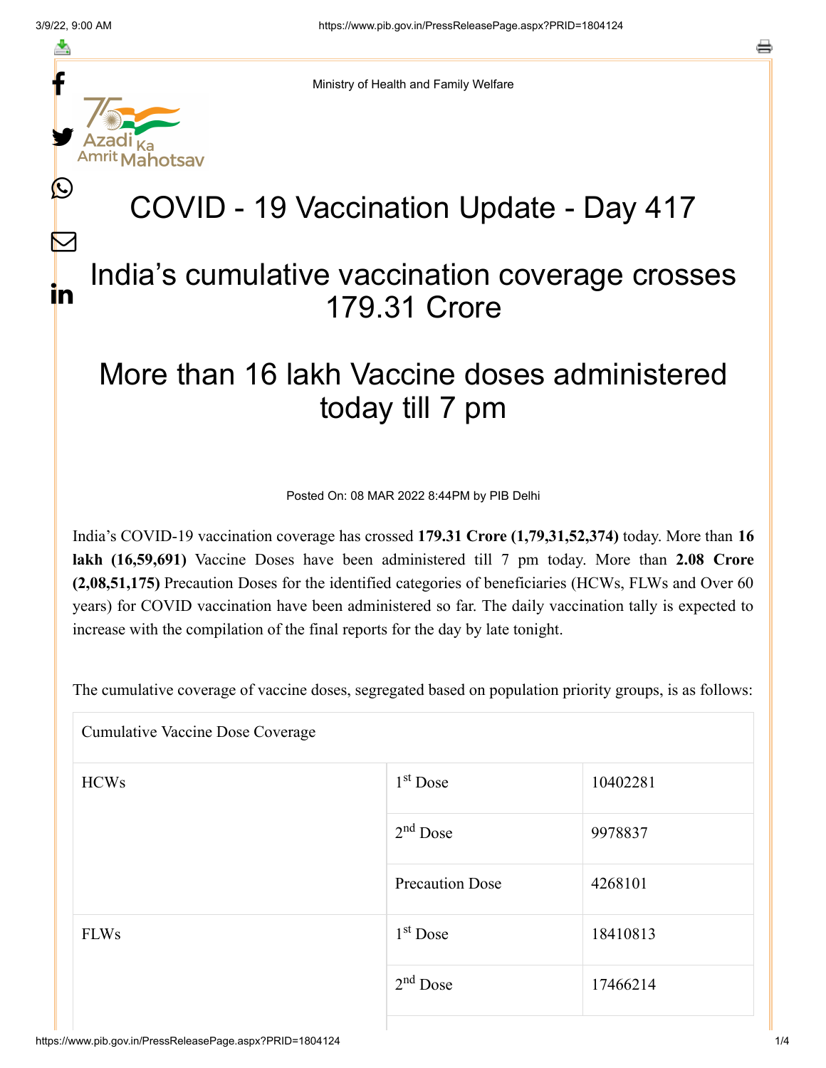Ministry of Health and Family Welfare

# COVID - 19 Vaccination Update - Day 417

## India's cumulative vaccination coverage crosses 179.31 Crore

## More than 16 lakh Vaccine doses administered today till 7 pm

Posted On: 08 MAR 2022 8:44PM by PIB Delhi

India's COVID-19 vaccination coverage has crossed **179.31 Crore (1,79,31,52,374)** today. More than **16 lakh (16,59,691)** Vaccine Doses have been administered till 7 pm today. More than **2.08 Crore (2,08,51,175)** Precaution Doses for the identified categories of beneficiaries (HCWs, FLWs and Over 60 years) for COVID vaccination have been administered so far. The daily vaccination tally is expected to increase with the compilation of the final reports for the day by late tonight.

The cumulative coverage of vaccine doses, segregated based on population priority groups, is as follows:

| Cumulative Vaccine Dose Coverage | | |
|---|---|---|
| HCWs | 1st Dose | 10402281 |
| | 2nd Dose | 9978837 |
| | Precaution Dose | 4268101 |
| FLWs | 1st Dose | 18410813 |
| | 2nd Dose | 17466214 |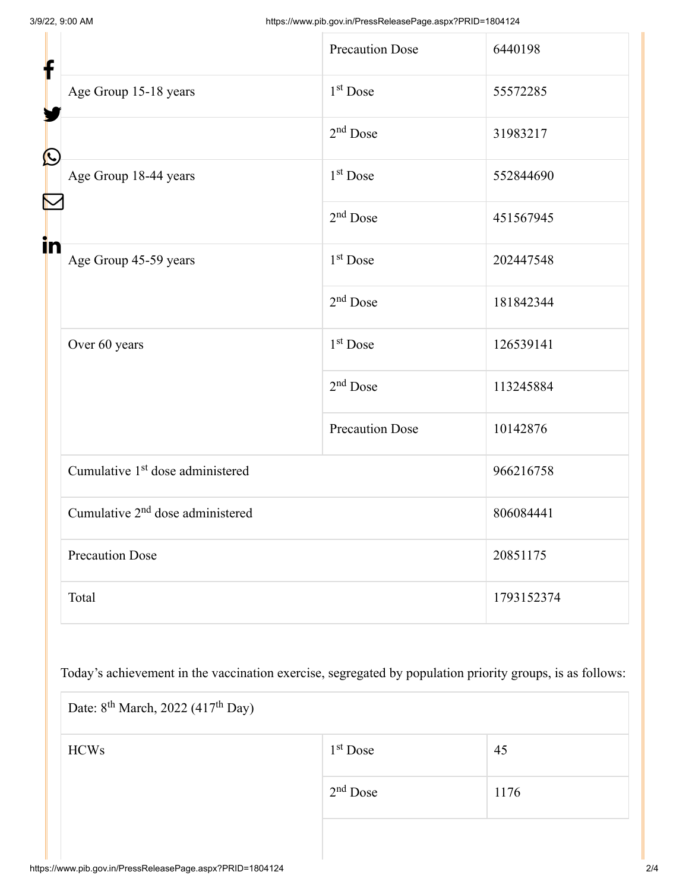| | | |
|---|---|---|
| | Precaution Dose | 6440198 |
| Age Group 15-18 years | 1st Dose | 55572285 |
| | 2nd Dose | 31983217 |
| Age Group 18-44 years | 1st Dose | 552844690 |
| | 2nd Dose | 451567945 |
| Age Group 45-59 years | 1st Dose | 202447548 |
| | 2nd Dose | 181842344 |
| Over 60 years | 1st Dose | 126539141 |
| | 2nd Dose | 113245884 |
| | Precaution Dose | 10142876 |
| Cumulative 1st dose administered | | 966216758 |
| Cumulative 2nd dose administered | | 806084441 |
| Precaution Dose | | 20851175 |
| Total | | 1793152374 |

Today's achievement in the vaccination exercise, segregated by population priority groups, is as follows:

| Date: 8th March, 2022 (417th Day) | | |
|---|---|---|
| HCWs | 1st Dose | 45 |
| | 2nd Dose | 1176 |
| | | |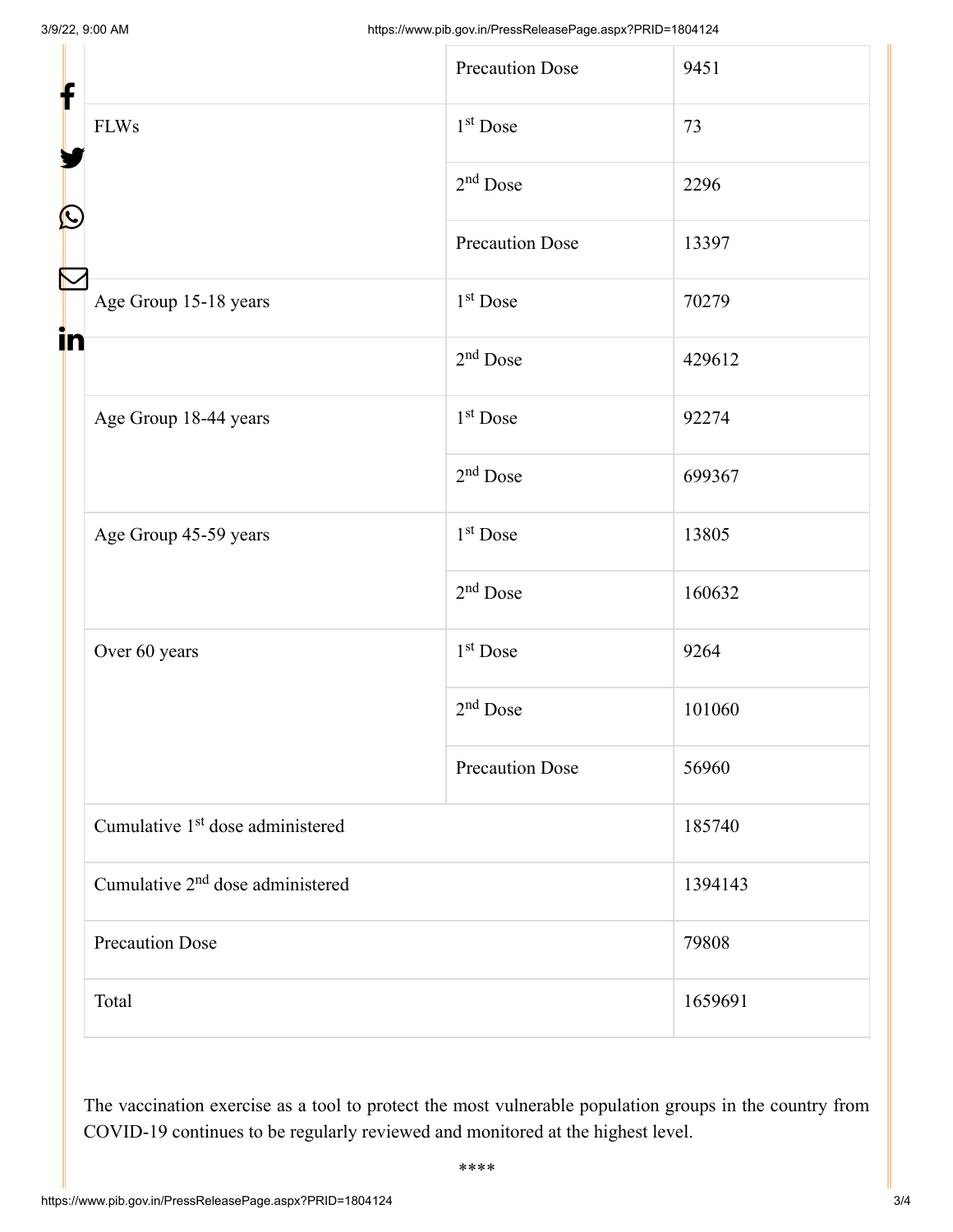| | | |
|---|---|---|
| | Precaution Dose | 9451 |
| FLWs | 1st Dose | 73 |
| | 2nd Dose | 2296 |
| | Precaution Dose | 13397 |
| Age Group 15-18 years | 1st Dose | 70279 |
| | 2nd Dose | 429612 |
| Age Group 18-44 years | 1st Dose | 92274 |
| | 2nd Dose | 699367 |
| Age Group 45-59 years | 1st Dose | 13805 |
| | 2nd Dose | 160632 |
| Over 60 years | 1st Dose | 9264 |
| | 2nd Dose | 101060 |
| | Precaution Dose | 56960 |
| Cumulative 1st dose administered | | 185740 |
| Cumulative 2nd dose administered | | 1394143 |
| Precaution Dose | | 79808 |
| Total | | 1659691 |

The vaccination exercise as a tool to protect the most vulnerable population groups in the country from COVID-19 continues to be regularly reviewed and monitored at the highest level.

****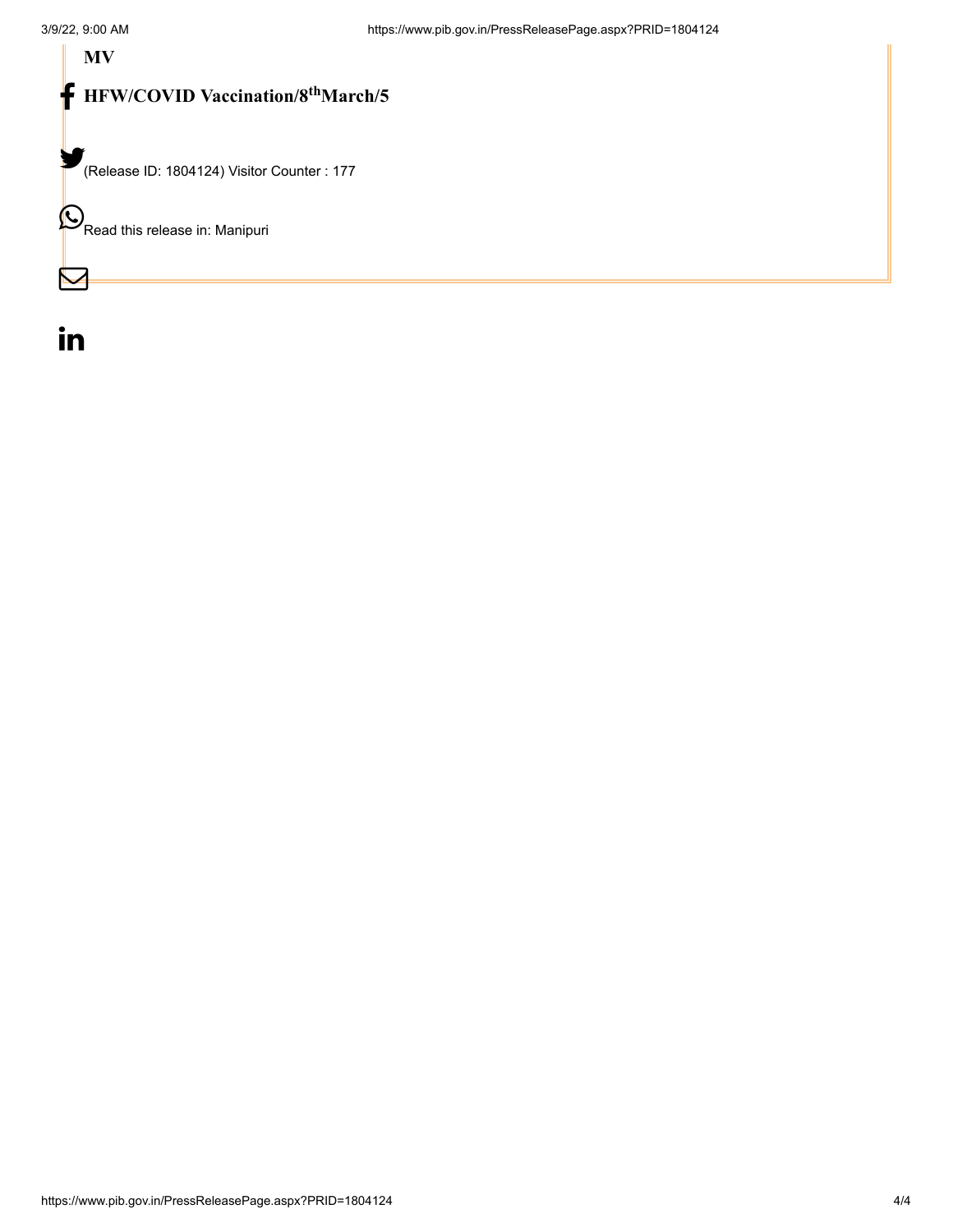**MV**

**HFW/COVID Vaccination/8thMarch/5**

(Release ID: 1804124) Visitor Counter : 177

Read this release in: Manipuri